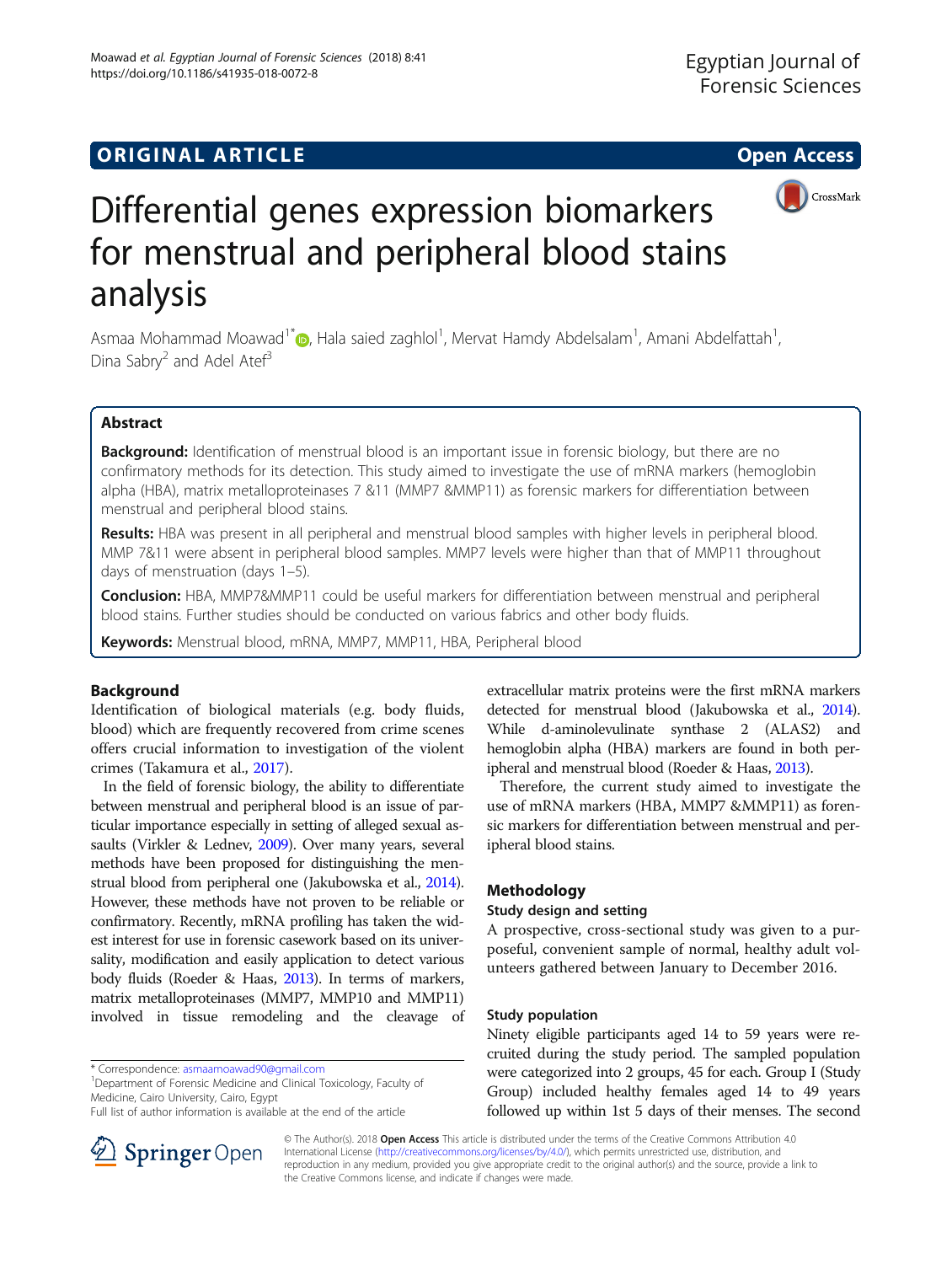ORIGINAL ARTICLE

Open Access

# Differential genes expression biomarkers for menstrual and peripheral blood stains analysis

Asmaa Mohammad Moawad[1*], Hala saied zaghlol[1], Mervat Hamdy Abdelsalam[1], Amani Abdelfattah[1], Dina Sabry[2] and Adel Atef[3]

## Abstract

**Background:** Identification of menstrual blood is an important issue in forensic biology, but there are no confirmatory methods for its detection. This study aimed to investigate the use of mRNA markers (hemoglobin alpha (HBA), matrix metalloproteinases 7 &11 (MMP7 &MMP11) as forensic markers for differentiation between menstrual and peripheral blood stains.

**Results:** HBA was present in all peripheral and menstrual blood samples with higher levels in peripheral blood. MMP 7&11 were absent in peripheral blood samples. MMP7 levels were higher than that of MMP11 throughout days of menstruation (days 1–5).

**Conclusion:** HBA, MMP7&MMP11 could be useful markers for differentiation between menstrual and peripheral blood stains. Further studies should be conducted on various fabrics and other body fluids.

**Keywords:** Menstrual blood, mRNA, MMP7, MMP11, HBA, Peripheral blood

## Background

Identification of biological materials (e.g. body fluids, blood) which are frequently recovered from crime scenes offers crucial information to investigation of the violent crimes (Takamura et al., 2017).

In the field of forensic biology, the ability to differentiate between menstrual and peripheral blood is an issue of particular importance especially in setting of alleged sexual assaults (Virkler & Lednev, 2009). Over many years, several methods have been proposed for distinguishing the menstrual blood from peripheral one (Jakubowska et al., 2014). However, these methods have not proven to be reliable or confirmatory. Recently, mRNA profiling has taken the widest interest for use in forensic casework based on its universality, modification and easily application to detect various body fluids (Roeder & Haas, 2013). In terms of markers, matrix metalloproteinases (MMP7, MMP10 and MMP11) involved in tissue remodeling and the cleavage of extracellular matrix proteins were the first mRNA markers detected for menstrual blood (Jakubowska et al., 2014). While d-aminolevulinate synthase 2 (ALAS2) and hemoglobin alpha (HBA) markers are found in both peripheral and menstrual blood (Roeder & Haas, 2013).

Therefore, the current study aimed to investigate the use of mRNA markers (HBA, MMP7 &MMP11) as forensic markers for differentiation between menstrual and peripheral blood stains.

## Methodology

### Study design and setting

A prospective, cross-sectional study was given to a purposeful, convenient sample of normal, healthy adult volunteers gathered between January to December 2016.

### Study population

Ninety eligible participants aged 14 to 59 years were recruited during the study period. The sampled population were categorized into 2 groups, 45 for each. Group I (Study Group) included healthy females aged 14 to 49 years followed up within 1st 5 days of their menses. The second

* Correspondence: asmaamoawad90@gmail.com
[1]Department of Forensic Medicine and Clinical Toxicology, Faculty of Medicine, Cairo University, Cairo, Egypt
Full list of author information is available at the end of the article

© The Author(s). 2018 **Open Access** This article is distributed under the terms of the Creative Commons Attribution 4.0 International License (http://creativecommons.org/licenses/by/4.0/), which permits unrestricted use, distribution, and reproduction in any medium, provided you give appropriate credit to the original author(s) and the source, provide a link to the Creative Commons license, and indicate if changes were made.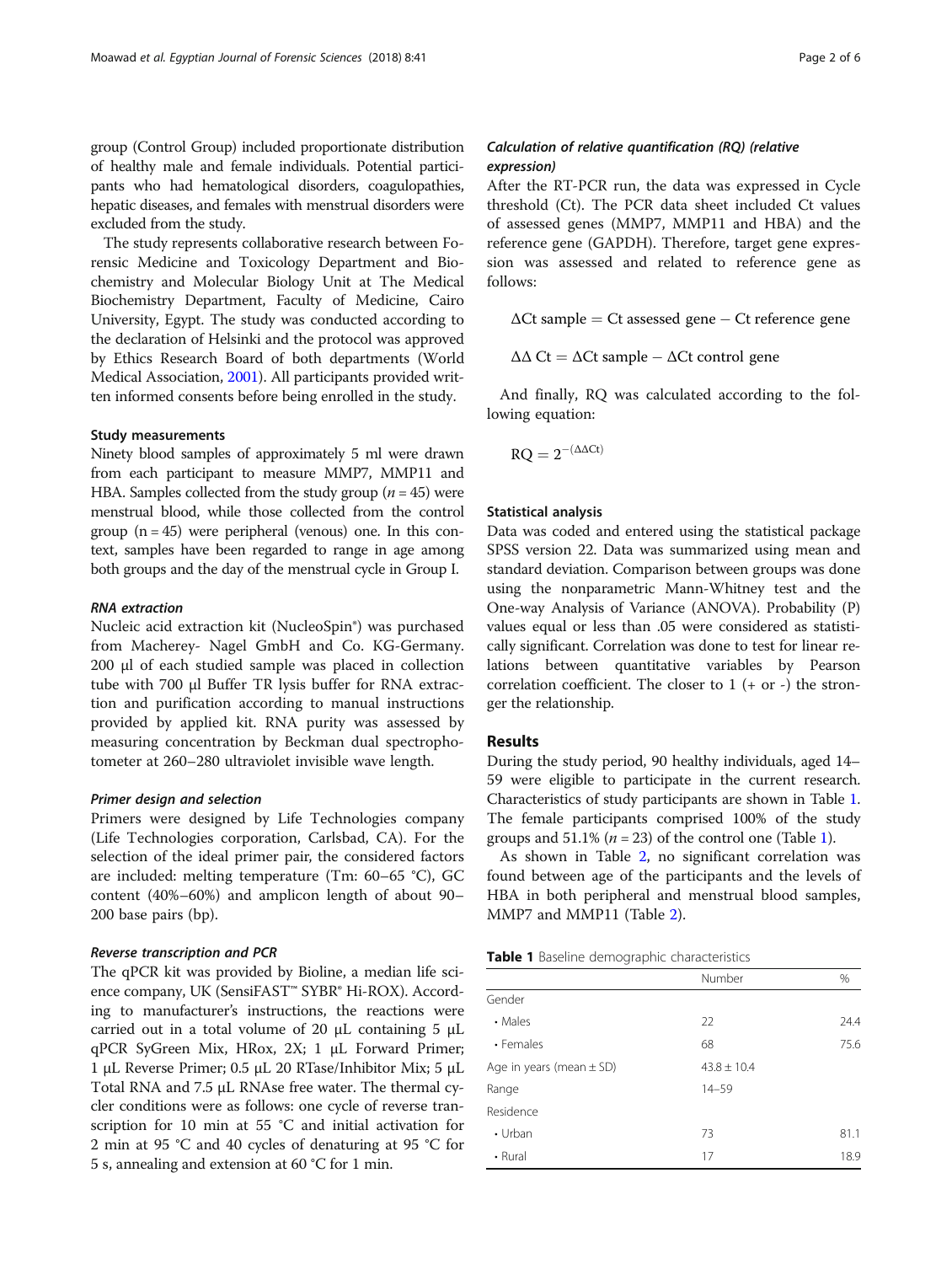group (Control Group) included proportionate distribution of healthy male and female individuals. Potential participants who had hematological disorders, coagulopathies, hepatic diseases, and females with menstrual disorders were excluded from the study.

The study represents collaborative research between Forensic Medicine and Toxicology Department and Biochemistry and Molecular Biology Unit at The Medical Biochemistry Department, Faculty of Medicine, Cairo University, Egypt. The study was conducted according to the declaration of Helsinki and the protocol was approved by Ethics Research Board of both departments (World Medical Association, 2001). All participants provided written informed consents before being enrolled in the study.

### Study measurements

Ninety blood samples of approximately 5 ml were drawn from each participant to measure MMP7, MMP11 and HBA. Samples collected from the study group ($n = 45$) were menstrual blood, while those collected from the control group ($n = 45$) were peripheral (venous) one. In this context, samples have been regarded to range in age among both groups and the day of the menstrual cycle in Group I.

#### RNA extraction

Nucleic acid extraction kit (NucleoSpin®) was purchased from Macherey- Nagel GmbH and Co. KG-Germany. 200 μl of each studied sample was placed in collection tube with 700 μl Buffer TR lysis buffer for RNA extraction and purification according to manual instructions provided by applied kit. RNA purity was assessed by measuring concentration by Beckman dual spectrophotometer at 260–280 ultraviolet invisible wave length.

#### Primer design and selection

Primers were designed by Life Technologies company (Life Technologies corporation, Carlsbad, CA). For the selection of the ideal primer pair, the considered factors are included: melting temperature (Tm: 60–65 °C), GC content (40%–60%) and amplicon length of about 90–200 base pairs (bp).

#### Reverse transcription and PCR

The qPCR kit was provided by Bioline, a median life science company, UK (SensiFAST™ SYBR® Hi-ROX). According to manufacturer's instructions, the reactions were carried out in a total volume of 20 μL containing 5 μL qPCR SyGreen Mix, HRox, 2X; 1 μL Forward Primer; 1 μL Reverse Primer; 0.5 μL 20 RTase/Inhibitor Mix; 5 μL Total RNA and 7.5 μL RNAse free water. The thermal cycler conditions were as follows: one cycle of reverse transcription for 10 min at 55 °C and initial activation for 2 min at 95 °C and 40 cycles of denaturing at 95 °C for 5 s, annealing and extension at 60 °C for 1 min.

#### Calculation of relative quantification (RQ) (relative expression)

After the RT-PCR run, the data was expressed in Cycle threshold (Ct). The PCR data sheet included Ct values of assessed genes (MMP7, MMP11 and HBA) and the reference gene (GAPDH). Therefore, target gene expression was assessed and related to reference gene as follows:

$$\Delta \text{Ct sample} = \text{Ct assessed gene} - \text{Ct reference gene}$$

$$\Delta\Delta\ \text{Ct} = \Delta \text{Ct sample} - \Delta \text{Ct control gene}$$

And finally, RQ was calculated according to the following equation:

$$\text{RQ} = 2^{-(\Delta\Delta\text{Ct})}$$

### Statistical analysis

Data was coded and entered using the statistical package SPSS version 22. Data was summarized using mean and standard deviation. Comparison between groups was done using the nonparametric Mann-Whitney test and the One-way Analysis of Variance (ANOVA). Probability (P) values equal or less than .05 were considered as statistically significant. Correlation was done to test for linear relations between quantitative variables by Pearson correlation coefficient. The closer to 1 (+ or -) the stronger the relationship.

## Results

During the study period, 90 healthy individuals, aged 14–59 were eligible to participate in the current research. Characteristics of study participants are shown in Table 1. The female participants comprised 100% of the study groups and 51.1% ($n = 23$) of the control one (Table 1).

As shown in Table 2, no significant correlation was found between age of the participants and the levels of HBA in both peripheral and menstrual blood samples, MMP7 and MMP11 (Table 2).

**Table 1** Baseline demographic characteristics

| | Number | % |
|---|---|---|
| Gender | | |
| • Males | 22 | 24.4 |
| • Females | 68 | 75.6 |
| Age in years (mean ± SD) | 43.8 ± 10.4 | |
| Range | 14–59 | |
| Residence | | |
| • Urban | 73 | 81.1 |
| • Rural | 17 | 18.9 |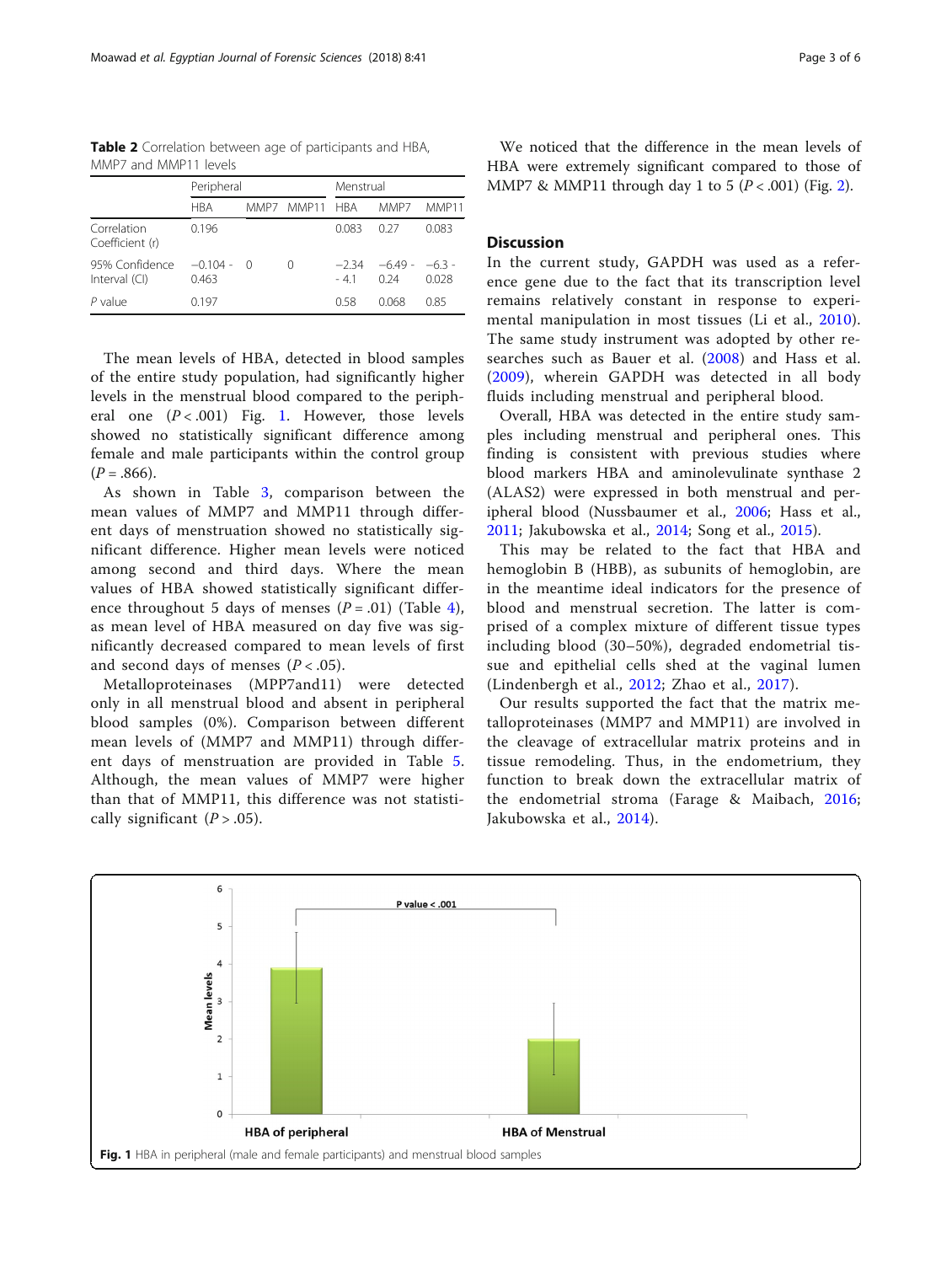**Table 2** Correlation between age of participants and HBA, MMP7 and MMP11 levels

| | Peripheral | | | Menstrual | | |
|---|---|---|---|---|---|---|
| | HBA | MMP7 | MMP11 | HBA | MMP7 | MMP11 |
| Correlation Coefficient (r) | 0.196 | | | 0.083 | 0.27 | 0.083 |
| 95% Confidence Interval (CI) | −0.104 - 0.463 | 0 | 0 | −2.34 - 4.1 | −6.49 - 0.24 | −6.3 - 0.028 |
| *P* value | 0.197 | | | 0.58 | 0.068 | 0.85 |

The mean levels of HBA, detected in blood samples of the entire study population, had significantly higher levels in the menstrual blood compared to the peripheral one ($P < .001$) Fig. 1. However, those levels showed no statistically significant difference among female and male participants within the control group ($P = .866$).

As shown in Table 3, comparison between the mean values of MMP7 and MMP11 through different days of menstruation showed no statistically significant difference. Higher mean levels were noticed among second and third days. Where the mean values of HBA showed statistically significant difference throughout 5 days of menses ($P = .01$) (Table 4), as mean level of HBA measured on day five was significantly decreased compared to mean levels of first and second days of menses ($P < .05$).

Metalloproteinases (MPP7and11) were detected only in all menstrual blood and absent in peripheral blood samples (0%). Comparison between different mean levels of (MMP7 and MMP11) through different days of menstruation are provided in Table 5. Although, the mean values of MMP7 were higher than that of MMP11, this difference was not statistically significant ($P > .05$).

We noticed that the difference in the mean levels of HBA were extremely significant compared to those of MMP7 & MMP11 through day 1 to 5 ($P < .001$) (Fig. 2).

## Discussion

In the current study, GAPDH was used as a reference gene due to the fact that its transcription level remains relatively constant in response to experimental manipulation in most tissues (Li et al., 2010). The same study instrument was adopted by other researches such as Bauer et al. (2008) and Hass et al. (2009), wherein GAPDH was detected in all body fluids including menstrual and peripheral blood.

Overall, HBA was detected in the entire study samples including menstrual and peripheral ones. This finding is consistent with previous studies where blood markers HBA and aminolevulinate synthase 2 (ALAS2) were expressed in both menstrual and peripheral blood (Nussbaumer et al., 2006; Hass et al., 2011; Jakubowska et al., 2014; Song et al., 2015).

This may be related to the fact that HBA and hemoglobin B (HBB), as subunits of hemoglobin, are in the meantime ideal indicators for the presence of blood and menstrual secretion. The latter is comprised of a complex mixture of different tissue types including blood (30–50%), degraded endometrial tissue and epithelial cells shed at the vaginal lumen (Lindenbergh et al., 2012; Zhao et al., 2017).

Our results supported the fact that the matrix metalloproteinases (MMP7 and MMP11) are involved in the cleavage of extracellular matrix proteins and in tissue remodeling. Thus, in the endometrium, they function to break down the extracellular matrix of the endometrial stroma (Farage & Maibach, 2016; Jakubowska et al., 2014).

**Fig. 1** HBA in peripheral (male and female participants) and menstrual blood samples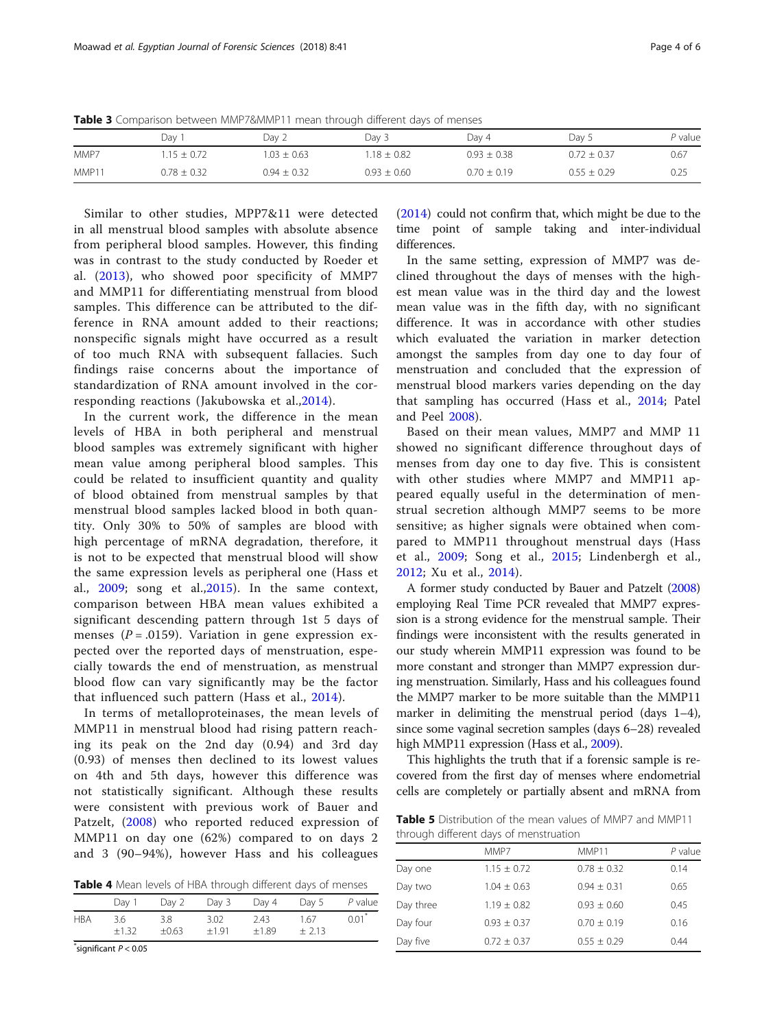**Table 3** Comparison between MMP7&MMP11 mean through different days of menses

| | Day 1 | Day 2 | Day 3 | Day 4 | Day 5 | P value |
|---|---|---|---|---|---|---|
| MMP7 | 1.15 ± 0.72 | 1.03 ± 0.63 | 1.18 ± 0.82 | 0.93 ± 0.38 | 0.72 ± 0.37 | 0.67 |
| MMP11 | 0.78 ± 0.32 | 0.94 ± 0.32 | 0.93 ± 0.60 | 0.70 ± 0.19 | 0.55 ± 0.29 | 0.25 |

Similar to other studies, MPP7&11 were detected in all menstrual blood samples with absolute absence from peripheral blood samples. However, this finding was in contrast to the study conducted by Roeder et al. (2013), who showed poor specificity of MMP7 and MMP11 for differentiating menstrual from blood samples. This difference can be attributed to the difference in RNA amount added to their reactions; nonspecific signals might have occurred as a result of too much RNA with subsequent fallacies. Such findings raise concerns about the importance of standardization of RNA amount involved in the corresponding reactions (Jakubowska et al.,2014).

In the current work, the difference in the mean levels of HBA in both peripheral and menstrual blood samples was extremely significant with higher mean value among peripheral blood samples. This could be related to insufficient quantity and quality of blood obtained from menstrual samples by that menstrual blood samples lacked blood in both quantity. Only 30% to 50% of samples are blood with high percentage of mRNA degradation, therefore, it is not to be expected that menstrual blood will show the same expression levels as peripheral one (Hass et al., 2009; song et al.,2015). In the same context, comparison between HBA mean values exhibited a significant descending pattern through 1st 5 days of menses ($P = .0159$). Variation in gene expression expected over the reported days of menstruation, especially towards the end of menstruation, as menstrual blood flow can vary significantly may be the factor that influenced such pattern (Hass et al., 2014).

In terms of metalloproteinases, the mean levels of MMP11 in menstrual blood had rising pattern reaching its peak on the 2nd day (0.94) and 3rd day (0.93) of menses then declined to its lowest values on 4th and 5th days, however this difference was not statistically significant. Although these results were consistent with previous work of Bauer and Patzelt, (2008) who reported reduced expression of MMP11 on day one (62%) compared to on days 2 and 3 (90–94%), however Hass and his colleagues (2014) could not confirm that, which might be due to the time point of sample taking and inter-individual differences.

**Table 4** Mean levels of HBA through different days of menses

| | Day 1 | Day 2 | Day 3 | Day 4 | Day 5 | P value |
|---|---|---|---|---|---|---|
| HBA | 3.6 ±1.32 | 3.8 ±0.63 | 3.02 ±1.91 | 2.43 ±1.89 | 1.67 ± 2.13 | 0.01* |

*significant $P < 0.05$

In the same setting, expression of MMP7 was declined throughout the days of menses with the highest mean value was in the third day and the lowest mean value was in the fifth day, with no significant difference. It was in accordance with other studies which evaluated the variation in marker detection amongst the samples from day one to day four of menstruation and concluded that the expression of menstrual blood markers varies depending on the day that sampling has occurred (Hass et al., 2014; Patel and Peel 2008).

Based on their mean values, MMP7 and MMP 11 showed no significant difference throughout days of menses from day one to day five. This is consistent with other studies where MMP7 and MMP11 appeared equally useful in the determination of menstrual secretion although MMP7 seems to be more sensitive; as higher signals were obtained when compared to MMP11 throughout menstrual days (Hass et al., 2009; Song et al., 2015; Lindenbergh et al., 2012; Xu et al., 2014).

A former study conducted by Bauer and Patzelt (2008) employing Real Time PCR revealed that MMP7 expression is a strong evidence for the menstrual sample. Their findings were inconsistent with the results generated in our study wherein MMP11 expression was found to be more constant and stronger than MMP7 expression during menstruation. Similarly, Hass and his colleagues found the MMP7 marker to be more suitable than the MMP11 marker in delimiting the menstrual period (days 1–4), since some vaginal secretion samples (days 6–28) revealed high MMP11 expression (Hass et al., 2009).

This highlights the truth that if a forensic sample is recovered from the first day of menses where endometrial cells are completely or partially absent and mRNA from

**Table 5** Distribution of the mean values of MMP7 and MMP11 through different days of menstruation

| | MMP7 | MMP11 | P value |
|---|---|---|---|
| Day one | 1.15 ± 0.72 | 0.78 ± 0.32 | 0.14 |
| Day two | 1.04 ± 0.63 | 0.94 ± 0.31 | 0.65 |
| Day three | 1.19 ± 0.82 | 0.93 ± 0.60 | 0.45 |
| Day four | 0.93 ± 0.37 | 0.70 ± 0.19 | 0.16 |
| Day five | 0.72 ± 0.37 | 0.55 ± 0.29 | 0.44 |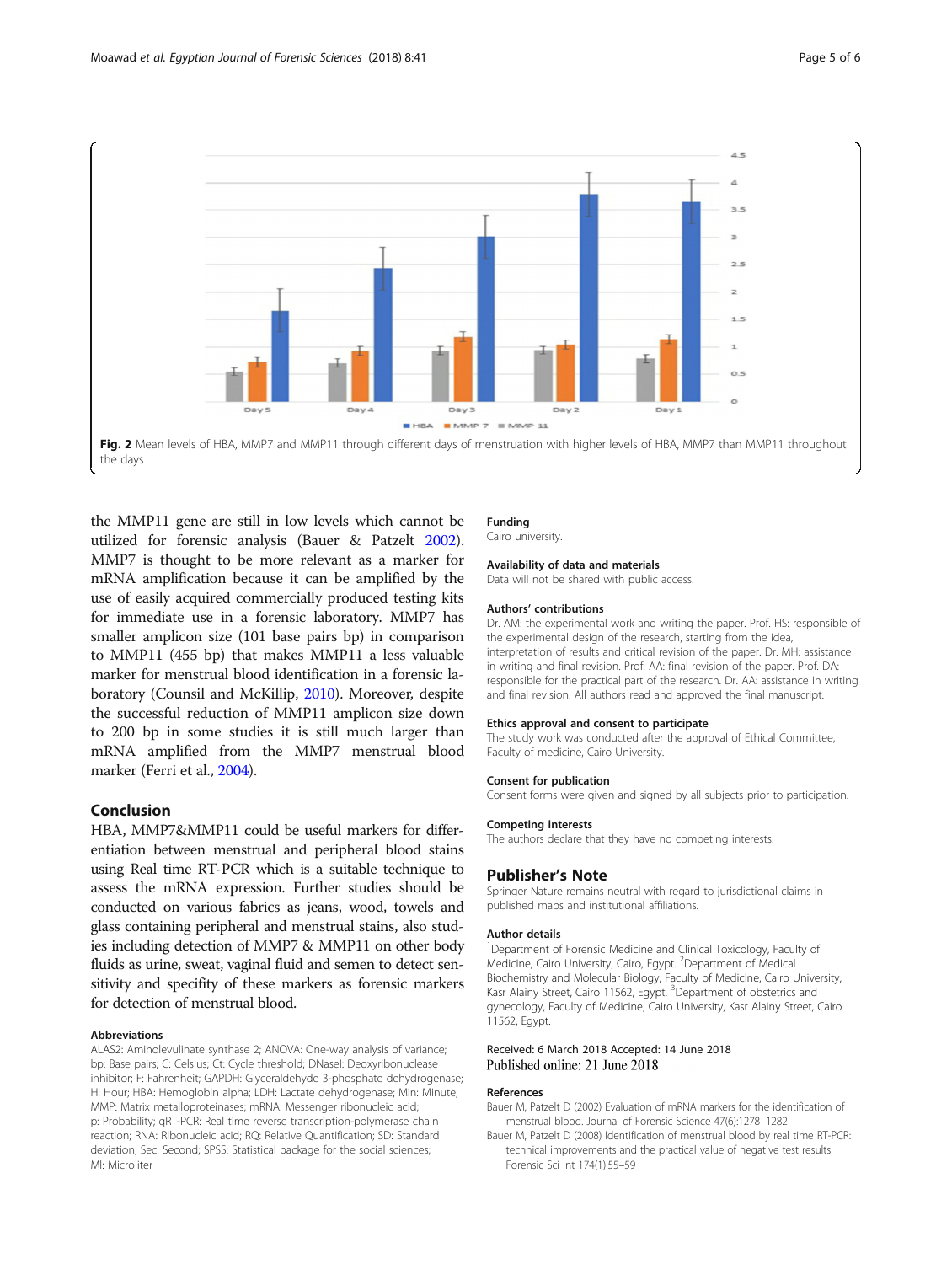Fig. 2 Mean levels of HBA, MMP7 and MMP11 through different days of menstruation with higher levels of HBA, MMP7 than MMP11 throughout the days

the MMP11 gene are still in low levels which cannot be utilized for forensic analysis (Bauer & Patzelt 2002). MMP7 is thought to be more relevant as a marker for mRNA amplification because it can be amplified by the use of easily acquired commercially produced testing kits for immediate use in a forensic laboratory. MMP7 has smaller amplicon size (101 base pairs bp) in comparison to MMP11 (455 bp) that makes MMP11 a less valuable marker for menstrual blood identification in a forensic laboratory (Counsil and McKillip, 2010). Moreover, despite the successful reduction of MMP11 amplicon size down to 200 bp in some studies it is still much larger than mRNA amplified from the MMP7 menstrual blood marker (Ferri et al., 2004).

## Conclusion

HBA, MMP7&MMP11 could be useful markers for differentiation between menstrual and peripheral blood stains using Real time RT-PCR which is a suitable technique to assess the mRNA expression. Further studies should be conducted on various fabrics as jeans, wood, towels and glass containing peripheral and menstrual stains, also studies including detection of MMP7 & MMP11 on other body fluids as urine, sweat, vaginal fluid and semen to detect sensitivity and specifity of these markers as forensic markers for detection of menstrual blood.

### Abbreviations

ALAS2: Aminolevulinate synthase 2; ANOVA: One-way analysis of variance; bp: Base pairs; C: Celsius; Ct: Cycle threshold; DNaseI: Deoxyribonuclease inhibitor; F: Fahrenheit; GAPDH: Glyceraldehyde 3-phosphate dehydrogenase; H: Hour; HBA: Hemoglobin alpha; LDH: Lactate dehydrogenase; Min: Minute; MMP: Matrix metalloproteinases; mRNA: Messenger ribonucleic acid; p: Probability; qRT-PCR: Real time reverse transcription-polymerase chain reaction; RNA: Ribonucleic acid; RQ: Relative Quantification; SD: Standard deviation; Sec: Second; SPSS: Statistical package for the social sciences; Ml: Microliter

### Funding

Cairo university.

### Availability of data and materials

Data will not be shared with public access.

### Authors' contributions

Dr. AM: the experimental work and writing the paper. Prof. HS: responsible of the experimental design of the research, starting from the idea, interpretation of results and critical revision of the paper. Dr. MH: assistance in writing and final revision. Prof. AA: final revision of the paper. Prof. DA: responsible for the practical part of the research. Dr. AA: assistance in writing and final revision. All authors read and approved the final manuscript.

### Ethics approval and consent to participate

The study work was conducted after the approval of Ethical Committee, Faculty of medicine, Cairo University.

### Consent for publication

Consent forms were given and signed by all subjects prior to participation.

### Competing interests

The authors declare that they have no competing interests.

## Publisher's Note

Springer Nature remains neutral with regard to jurisdictional claims in published maps and institutional affiliations.

### Author details

[1]Department of Forensic Medicine and Clinical Toxicology, Faculty of Medicine, Cairo University, Cairo, Egypt. [2]Department of Medical Biochemistry and Molecular Biology, Faculty of Medicine, Cairo University, Kasr Alainy Street, Cairo 11562, Egypt. [3]Department of obstetrics and gynecology, Faculty of Medicine, Cairo University, Kasr Alainy Street, Cairo 11562, Egypt.

Received: 6 March 2018 Accepted: 14 June 2018
Published online: 21 June 2018

### References

Bauer M, Patzelt D (2002) Evaluation of mRNA markers for the identification of menstrual blood. Journal of Forensic Science 47(6):1278–1282

Bauer M, Patzelt D (2008) Identification of menstrual blood by real time RT-PCR: technical improvements and the practical value of negative test results. Forensic Sci Int 174(1):55–59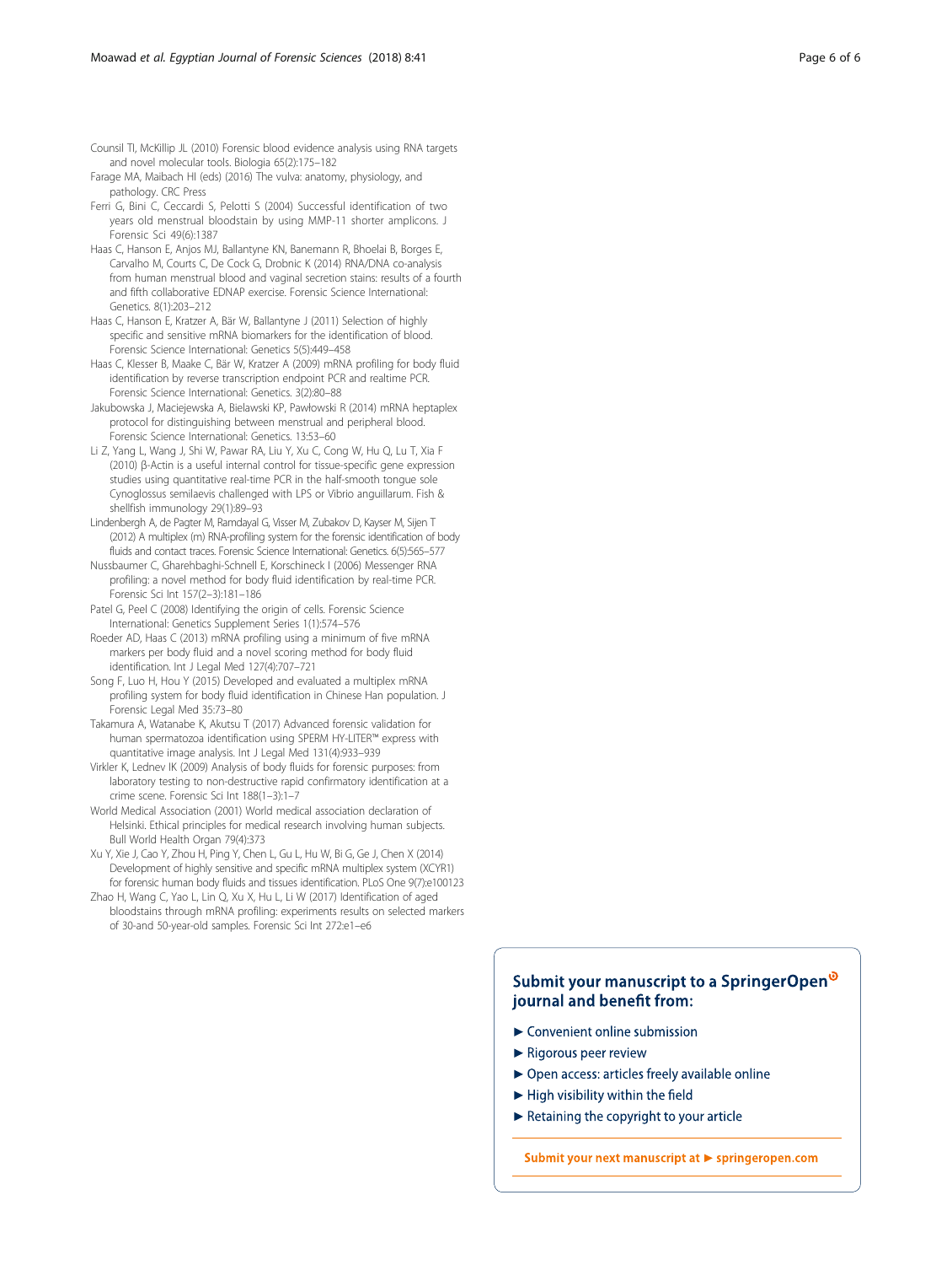Counsil TI, McKillip JL (2010) Forensic blood evidence analysis using RNA targets and novel molecular tools. Biologia 65(2):175–182

Farage MA, Maibach HI (eds) (2016) The vulva: anatomy, physiology, and pathology. CRC Press

Ferri G, Bini C, Ceccardi S, Pelotti S (2004) Successful identification of two years old menstrual bloodstain by using MMP-11 shorter amplicons. J Forensic Sci 49(6):1387

Haas C, Hanson E, Anjos MJ, Ballantyne KN, Banemann R, Bhoelai B, Borges E, Carvalho M, Courts C, De Cock G, Drobnic K (2014) RNA/DNA co-analysis from human menstrual blood and vaginal secretion stains: results of a fourth and fifth collaborative EDNAP exercise. Forensic Science International: Genetics. 8(1):203–212

Haas C, Hanson E, Kratzer A, Bär W, Ballantyne J (2011) Selection of highly specific and sensitive mRNA biomarkers for the identification of blood. Forensic Science International: Genetics 5(5):449–458

Haas C, Klesser B, Maake C, Bär W, Kratzer A (2009) mRNA profiling for body fluid identification by reverse transcription endpoint PCR and realtime PCR. Forensic Science International: Genetics. 3(2):80–88

Jakubowska J, Maciejewska A, Bielawski KP, Pawłowski R (2014) mRNA heptaplex protocol for distinguishing between menstrual and peripheral blood. Forensic Science International: Genetics. 13:53–60

Li Z, Yang L, Wang J, Shi W, Pawar RA, Liu Y, Xu C, Cong W, Hu Q, Lu T, Xia F (2010) β-Actin is a useful internal control for tissue-specific gene expression studies using quantitative real-time PCR in the half-smooth tongue sole Cynoglossus semilaevis challenged with LPS or Vibrio anguillarum. Fish & shellfish immunology 29(1):89–93

Lindenbergh A, de Pagter M, Ramdayal G, Visser M, Zubakov D, Kayser M, Sijen T (2012) A multiplex (m) RNA-profiling system for the forensic identification of body fluids and contact traces. Forensic Science International: Genetics. 6(5):565–577

Nussbaumer C, Gharehbaghi-Schnell E, Korschineck I (2006) Messenger RNA profiling: a novel method for body fluid identification by real-time PCR. Forensic Sci Int 157(2–3):181–186

Patel G, Peel C (2008) Identifying the origin of cells. Forensic Science International: Genetics Supplement Series 1(1):574–576

Roeder AD, Haas C (2013) mRNA profiling using a minimum of five mRNA markers per body fluid and a novel scoring method for body fluid identification. Int J Legal Med 127(4):707–721

Song F, Luo H, Hou Y (2015) Developed and evaluated a multiplex mRNA profiling system for body fluid identification in Chinese Han population. J Forensic Legal Med 35:73–80

Takamura A, Watanabe K, Akutsu T (2017) Advanced forensic validation for human spermatozoa identification using SPERM HY-LITER™ express with quantitative image analysis. Int J Legal Med 131(4):933–939

Virkler K, Lednev IK (2009) Analysis of body fluids for forensic purposes: from laboratory testing to non-destructive rapid confirmatory identification at a crime scene. Forensic Sci Int 188(1–3):1–7

World Medical Association (2001) World medical association declaration of Helsinki. Ethical principles for medical research involving human subjects. Bull World Health Organ 79(4):373

Xu Y, Xie J, Cao Y, Zhou H, Ping Y, Chen L, Gu L, Hu W, Bi G, Ge J, Chen X (2014) Development of highly sensitive and specific mRNA multiplex system (XCYR1) for forensic human body fluids and tissues identification. PLoS One 9(7):e100123

Zhao H, Wang C, Yao L, Lin Q, Xu X, Hu L, Li W (2017) Identification of aged bloodstains through mRNA profiling: experiments results on selected markers of 30-and 50-year-old samples. Forensic Sci Int 272:e1–e6

**Submit your manuscript to a SpringerOpen journal and benefit from:**

- ► Convenient online submission
- ► Rigorous peer review
- ► Open access: articles freely available online
- ► High visibility within the field
- ► Retaining the copyright to your article

**Submit your next manuscript at ► springeropen.com**